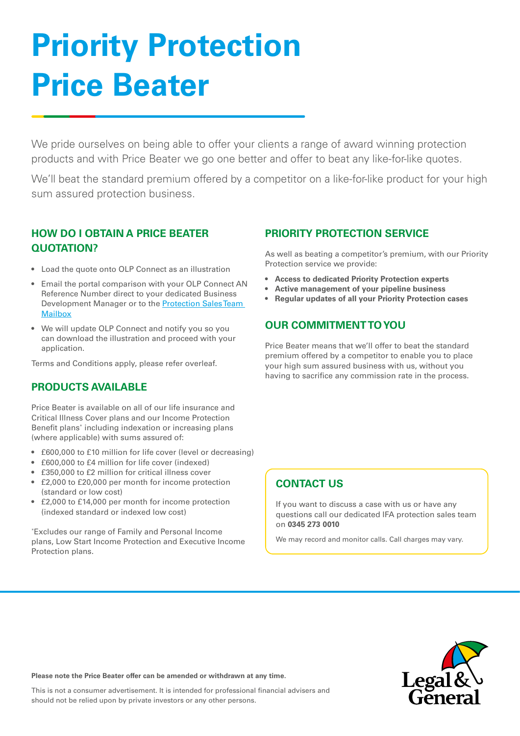# Priority Protection Price Beater

We pride ourselves on being able to offer your clients a range of award winning protection products and with Price Beater we go one better and offer to beat any like-for-like quotes.

We'll beat the standard premium offered by a competitor on a like-for-like product for your high sum assured protection business.

## HOW DO I OBTAIN A PRICE BEATER QUOTATION?

- Load the quote onto OLP Connect as an illustration
- Email the portal comparison with your OLP Connect AN Reference Number direct to your dedicated Business Development Manager or to the Protection Sales Team Mailbox
- We will update OLP Connect and notify you so you can download the illustration and proceed with your application.

Terms and Conditions apply, please refer overleaf.

## PRODUCTS AVAILABLE

Price Beater is available on all of our life insurance and Critical Illness Cover plans and our Income Protection Benefit plans* including indexation or increasing plans (where applicable) with sums assured of:

- £600,000 to £10 million for life cover (level or decreasing)
- £600,000 to £4 million for life cover (indexed)
- £350,000 to £2 million for critical illness cover
- £2,000 to £20,000 per month for income protection (standard or low cost)
- £2,000 to £14,000 per month for income protection (indexed standard or indexed low cost)

*Excludes our range of Family and Personal Income plans, Low Start Income Protection and Executive Income Protection plans.

## PRIORITY PROTECTION SERVICE

As well as beating a competitor's premium, with our Priority Protection service we provide:

- **Access to dedicated Priority Protection experts**
- **Active management of your pipeline business**
- **Regular updates of all your Priority Protection cases**

## OUR COMMITMENT TO YOU

Price Beater means that we'll offer to beat the standard premium offered by a competitor to enable you to place your high sum assured business with us, without you having to sacrifice any commission rate in the process.

## CONTACT US

If you want to discuss a case with us or have any questions call our dedicated IFA protection sales team on **0345 273 0010**

We may record and monitor calls. Call charges may vary.

**Please note the Price Beater offer can be amended or withdrawn at any time.**

This is not a consumer advertisement. It is intended for professional financial advisers and should not be relied upon by private investors or any other persons.

Legal & General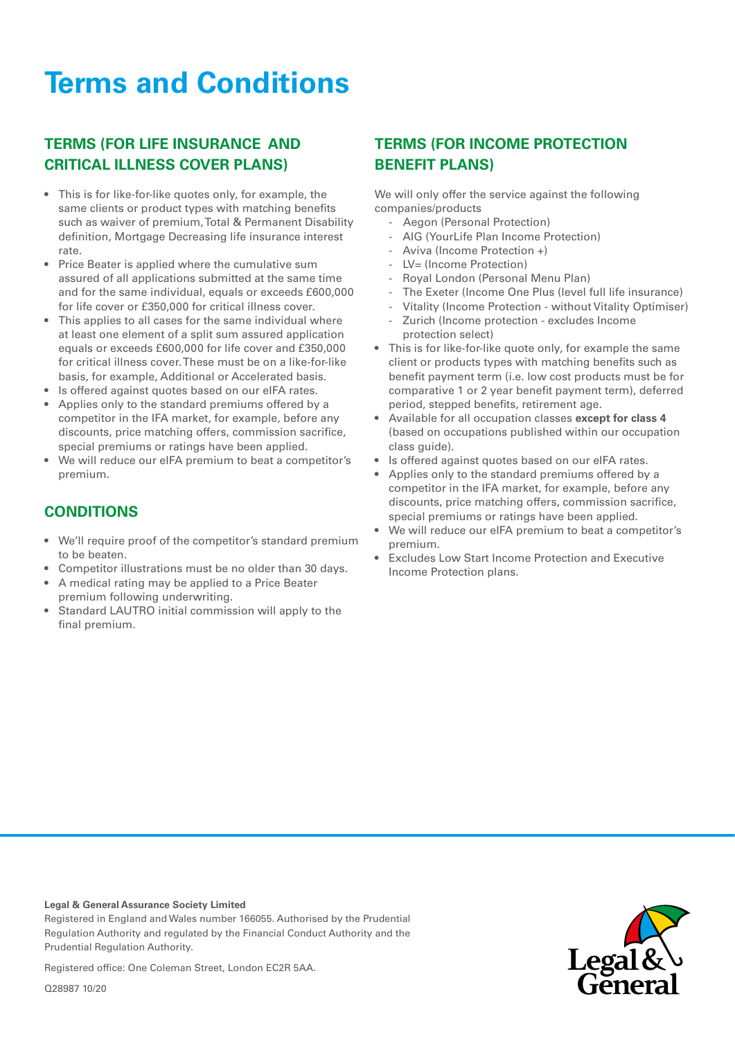# Terms and Conditions

## TERMS (FOR LIFE INSURANCE AND CRITICAL ILLNESS COVER PLANS)

- This is for like-for-like quotes only, for example, the same clients or product types with matching benefits such as waiver of premium, Total & Permanent Disability definition, Mortgage Decreasing life insurance interest rate.
- Price Beater is applied where the cumulative sum assured of all applications submitted at the same time and for the same individual, equals or exceeds £600,000 for life cover or £350,000 for critical illness cover.
- This applies to all cases for the same individual where at least one element of a split sum assured application equals or exceeds £600,000 for life cover and £350,000 for critical illness cover. These must be on a like-for-like basis, for example, Additional or Accelerated basis.
- Is offered against quotes based on our eIFA rates.
- Applies only to the standard premiums offered by a competitor in the IFA market, for example, before any discounts, price matching offers, commission sacrifice, special premiums or ratings have been applied.
- We will reduce our eIFA premium to beat a competitor's premium.

## CONDITIONS

- We'll require proof of the competitor's standard premium to be beaten.
- Competitor illustrations must be no older than 30 days.
- A medical rating may be applied to a Price Beater premium following underwriting.
- Standard LAUTRO initial commission will apply to the final premium.

## TERMS (FOR INCOME PROTECTION BENEFIT PLANS)

We will only offer the service against the following companies/products

- Aegon (Personal Protection)
- AIG (YourLife Plan Income Protection)
- Aviva (Income Protection +)
- LV= (Income Protection)
- Royal London (Personal Menu Plan)
- The Exeter (Income One Plus (level full life insurance)
- Vitality (Income Protection - without Vitality Optimiser)
- Zurich (Income protection - excludes Income protection select)

- This is for like-for-like quote only, for example the same client or products types with matching benefits such as benefit payment term (i.e. low cost products must be for comparative 1 or 2 year benefit payment term), deferred period, stepped benefits, retirement age.
- Available for all occupation classes **except for class 4** (based on occupations published within our occupation class guide).
- Is offered against quotes based on our eIFA rates.
- Applies only to the standard premiums offered by a competitor in the IFA market, for example, before any discounts, price matching offers, commission sacrifice, special premiums or ratings have been applied.
- We will reduce our eIFA premium to beat a competitor's premium.
- Excludes Low Start Income Protection and Executive Income Protection plans.

**Legal & General Assurance Society Limited**
Registered in England and Wales number 166055. Authorised by the Prudential Regulation Authority and regulated by the Financial Conduct Authority and the Prudential Regulation Authority.

Registered office: One Coleman Street, London EC2R 5AA.

Q28987 10/20